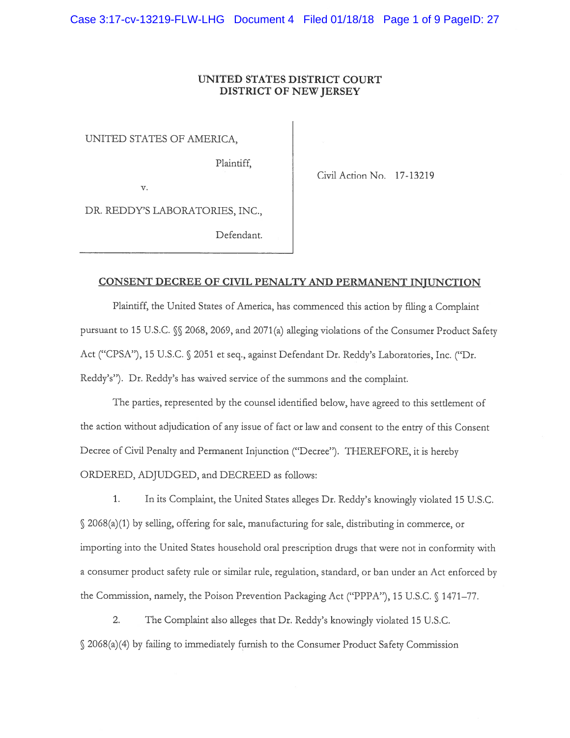# UNITED STATES DISTRICT COURT
# DISTRICT OF NEW JERSEY

UNITED STATES OF AMERICA,

Plaintiff,

v.

DR. REDDY'S LABORATORIES, INC.,

Defendant.

Civil Action No. 17-13219

## CONSENT DECREE OF CIVIL PENALTY AND PERMANENT INJUNCTION

Plaintiff, the United States of America, has commenced this action by filing a Complaint pursuant to 15 U.S.C. §§ 2068, 2069, and 2071(a) alleging violations of the Consumer Product Safety Act ("CPSA"), 15 U.S.C. § 2051 et seq., against Defendant Dr. Reddy's Laboratories, Inc. ("Dr. Reddy's"). Dr. Reddy's has waived service of the summons and the complaint.

The parties, represented by the counsel identified below, have agreed to this settlement of the action without adjudication of any issue of fact or law and consent to the entry of this Consent Decree of Civil Penalty and Permanent Injunction ("Decree"). THEREFORE, it is hereby ORDERED, ADJUDGED, and DECREED as follows:

1. In its Complaint, the United States alleges Dr. Reddy's knowingly violated 15 U.S.C. § 2068(a)(1) by selling, offering for sale, manufacturing for sale, distributing in commerce, or importing into the United States household oral prescription drugs that were not in conformity with a consumer product safety rule or similar rule, regulation, standard, or ban under an Act enforced by the Commission, namely, the Poison Prevention Packaging Act ("PPPA"), 15 U.S.C. § 1471–77.

2. The Complaint also alleges that Dr. Reddy's knowingly violated 15 U.S.C. § 2068(a)(4) by failing to immediately furnish to the Consumer Product Safety Commission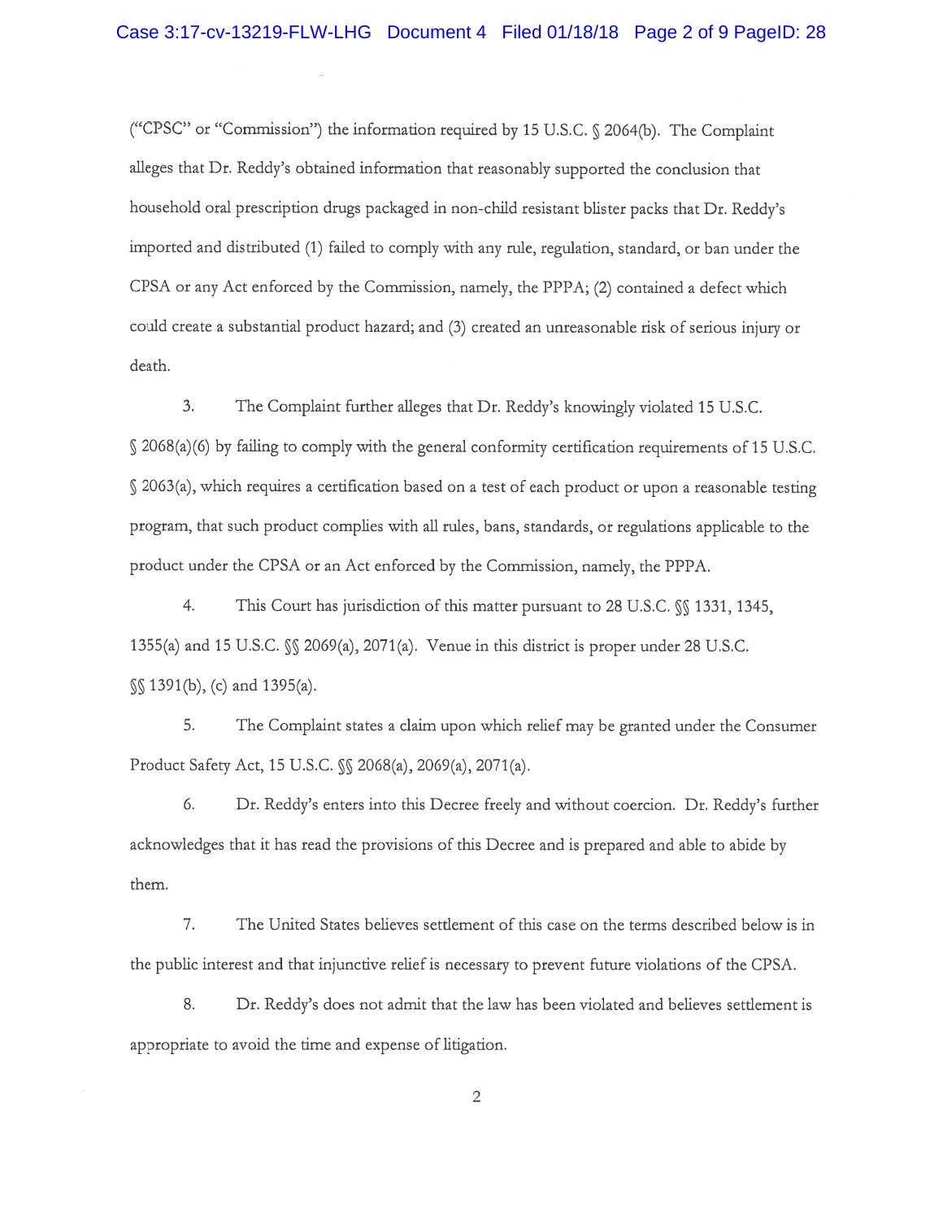("CPSC" or "Commission") the information required by 15 U.S.C. § 2064(b). The Complaint alleges that Dr. Reddy's obtained information that reasonably supported the conclusion that household oral prescription drugs packaged in non-child resistant blister packs that Dr. Reddy's imported and distributed (1) failed to comply with any rule, regulation, standard, or ban under the CPSA or any Act enforced by the Commission, namely, the PPPA; (2) contained a defect which could create a substantial product hazard; and (3) created an unreasonable risk of serious injury or death.

3. The Complaint further alleges that Dr. Reddy's knowingly violated 15 U.S.C. § 2068(a)(6) by failing to comply with the general conformity certification requirements of 15 U.S.C. § 2063(a), which requires a certification based on a test of each product or upon a reasonable testing program, that such product complies with all rules, bans, standards, or regulations applicable to the product under the CPSA or an Act enforced by the Commission, namely, the PPPA.

4. This Court has jurisdiction of this matter pursuant to 28 U.S.C. §§ 1331, 1345, 1355(a) and 15 U.S.C. §§ 2069(a), 2071(a). Venue in this district is proper under 28 U.S.C. §§ 1391(b), (c) and 1395(a).

5. The Complaint states a claim upon which relief may be granted under the Consumer Product Safety Act, 15 U.S.C. §§ 2068(a), 2069(a), 2071(a).

6. Dr. Reddy's enters into this Decree freely and without coercion. Dr. Reddy's further acknowledges that it has read the provisions of this Decree and is prepared and able to abide by them.

7. The United States believes settlement of this case on the terms described below is in the public interest and that injunctive relief is necessary to prevent future violations of the CPSA.

8. Dr. Reddy's does not admit that the law has been violated and believes settlement is appropriate to avoid the time and expense of litigation.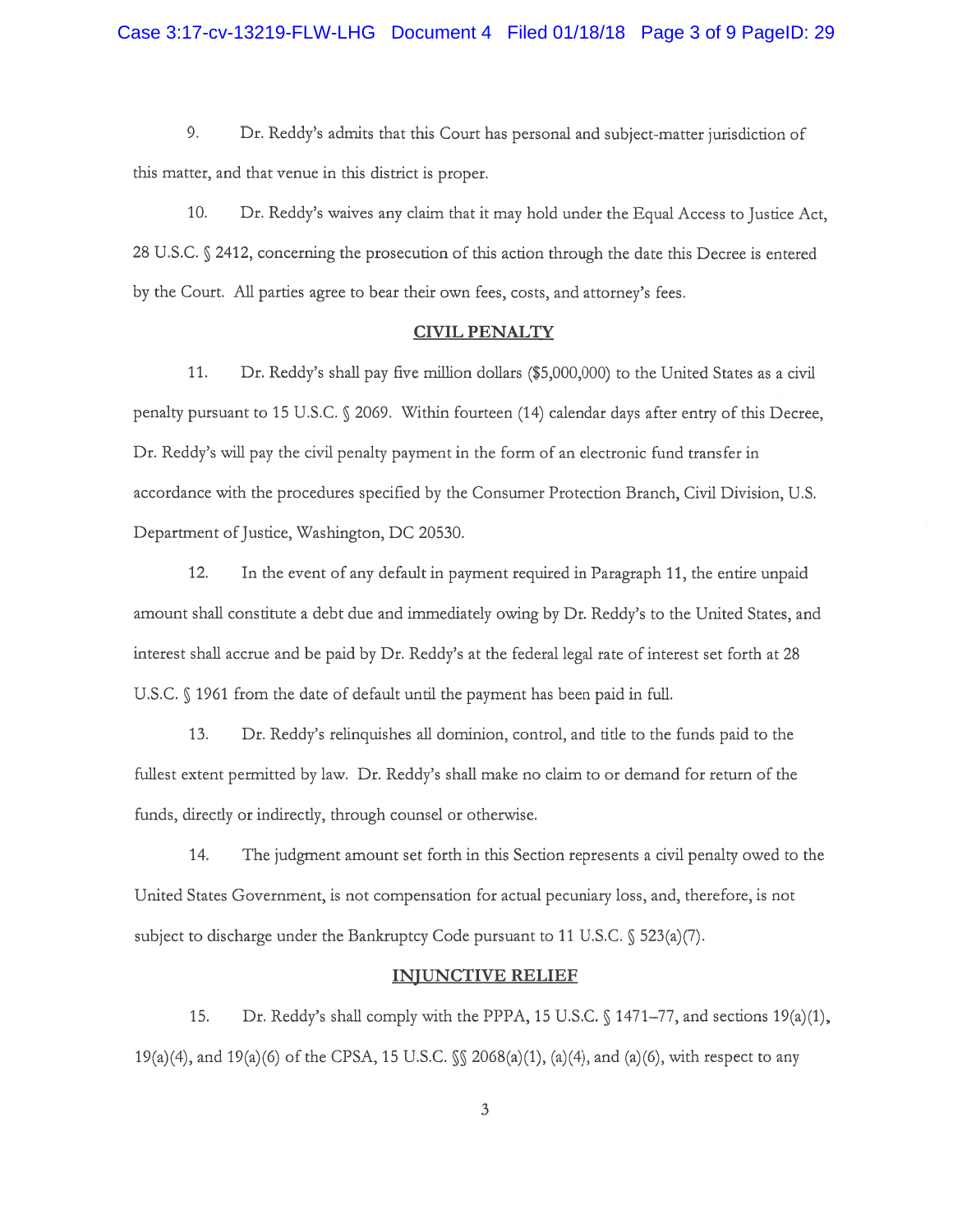9. Dr. Reddy's admits that this Court has personal and subject-matter jurisdiction of this matter, and that venue in this district is proper.

10. Dr. Reddy's waives any claim that it may hold under the Equal Access to Justice Act, 28 U.S.C. § 2412, concerning the prosecution of this action through the date this Decree is entered by the Court. All parties agree to bear their own fees, costs, and attorney's fees.

## CIVIL PENALTY

11. Dr. Reddy's shall pay five million dollars ($5,000,000) to the United States as a civil penalty pursuant to 15 U.S.C. § 2069. Within fourteen (14) calendar days after entry of this Decree, Dr. Reddy's will pay the civil penalty payment in the form of an electronic fund transfer in accordance with the procedures specified by the Consumer Protection Branch, Civil Division, U.S. Department of Justice, Washington, DC 20530.

12. In the event of any default in payment required in Paragraph 11, the entire unpaid amount shall constitute a debt due and immediately owing by Dr. Reddy's to the United States, and interest shall accrue and be paid by Dr. Reddy's at the federal legal rate of interest set forth at 28 U.S.C. § 1961 from the date of default until the payment has been paid in full.

13. Dr. Reddy's relinquishes all dominion, control, and title to the funds paid to the fullest extent permitted by law. Dr. Reddy's shall make no claim to or demand for return of the funds, directly or indirectly, through counsel or otherwise.

14. The judgment amount set forth in this Section represents a civil penalty owed to the United States Government, is not compensation for actual pecuniary loss, and, therefore, is not subject to discharge under the Bankruptcy Code pursuant to 11 U.S.C. § 523(a)(7).

## INJUNCTIVE RELIEF

15. Dr. Reddy's shall comply with the PPPA, 15 U.S.C. § 1471–77, and sections 19(a)(1), 19(a)(4), and 19(a)(6) of the CPSA, 15 U.S.C. §§ 2068(a)(1), (a)(4), and (a)(6), with respect to any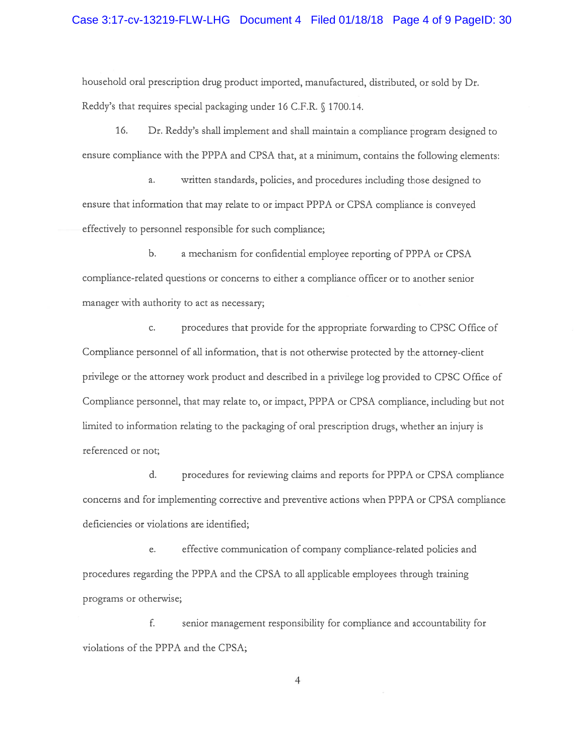household oral prescription drug product imported, manufactured, distributed, or sold by Dr. Reddy's that requires special packaging under 16 C.F.R. § 1700.14.

16. Dr. Reddy's shall implement and shall maintain a compliance program designed to ensure compliance with the PPPA and CPSA that, at a minimum, contains the following elements:

a. written standards, policies, and procedures including those designed to ensure that information that may relate to or impact PPPA or CPSA compliance is conveyed effectively to personnel responsible for such compliance;

b. a mechanism for confidential employee reporting of PPPA or CPSA compliance-related questions or concerns to either a compliance officer or to another senior manager with authority to act as necessary;

c. procedures that provide for the appropriate forwarding to CPSC Office of Compliance personnel of all information, that is not otherwise protected by the attorney-client privilege or the attorney work product and described in a privilege log provided to CPSC Office of Compliance personnel, that may relate to, or impact, PPPA or CPSA compliance, including but not limited to information relating to the packaging of oral prescription drugs, whether an injury is referenced or not;

d. procedures for reviewing claims and reports for PPPA or CPSA compliance concerns and for implementing corrective and preventive actions when PPPA or CPSA compliance deficiencies or violations are identified;

e. effective communication of company compliance-related policies and procedures regarding the PPPA and the CPSA to all applicable employees through training programs or otherwise;

f. senior management responsibility for compliance and accountability for violations of the PPPA and the CPSA;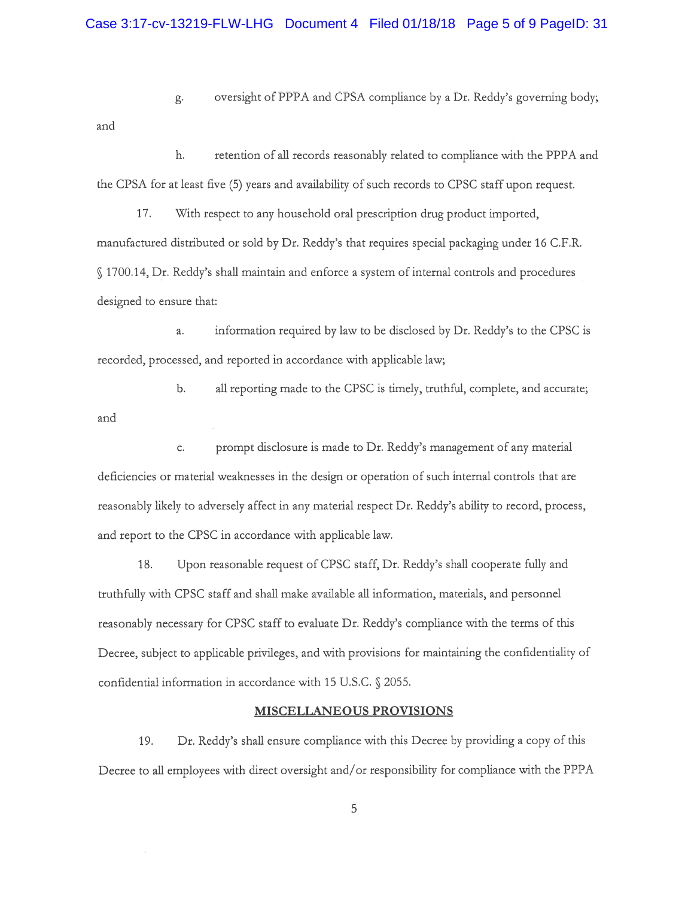g. oversight of PPPA and CPSA compliance by a Dr. Reddy's governing body; and

h. retention of all records reasonably related to compliance with the PPPA and the CPSA for at least five (5) years and availability of such records to CPSC staff upon request.

17. With respect to any household oral prescription drug product imported, manufactured distributed or sold by Dr. Reddy's that requires special packaging under 16 C.F.R. § 1700.14, Dr. Reddy's shall maintain and enforce a system of internal controls and procedures designed to ensure that:

a. information required by law to be disclosed by Dr. Reddy's to the CPSC is recorded, processed, and reported in accordance with applicable law;

b. all reporting made to the CPSC is timely, truthful, complete, and accurate; and

c. prompt disclosure is made to Dr. Reddy's management of any material deficiencies or material weaknesses in the design or operation of such internal controls that are reasonably likely to adversely affect in any material respect Dr. Reddy's ability to record, process, and report to the CPSC in accordance with applicable law.

18. Upon reasonable request of CPSC staff, Dr. Reddy's shall cooperate fully and truthfully with CPSC staff and shall make available all information, materials, and personnel reasonably necessary for CPSC staff to evaluate Dr. Reddy's compliance with the terms of this Decree, subject to applicable privileges, and with provisions for maintaining the confidentiality of confidential information in accordance with 15 U.S.C. § 2055.

## MISCELLANEOUS PROVISIONS

19. Dr. Reddy's shall ensure compliance with this Decree by providing a copy of this Decree to all employees with direct oversight and/or responsibility for compliance with the PPPA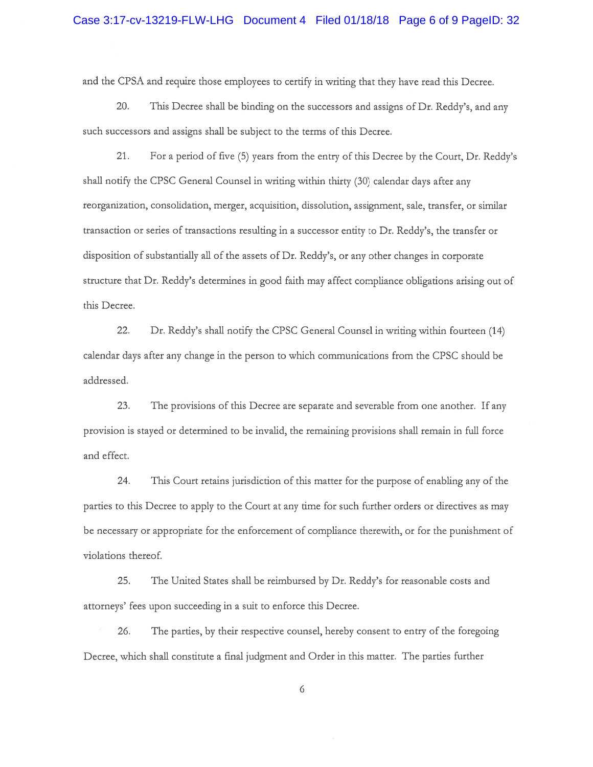and the CPSA and require those employees to certify in writing that they have read this Decree.

20. This Decree shall be binding on the successors and assigns of Dr. Reddy's, and any such successors and assigns shall be subject to the terms of this Decree.

21. For a period of five (5) years from the entry of this Decree by the Court, Dr. Reddy's shall notify the CPSC General Counsel in writing within thirty (30) calendar days after any reorganization, consolidation, merger, acquisition, dissolution, assignment, sale, transfer, or similar transaction or series of transactions resulting in a successor entity to Dr. Reddy's, the transfer or disposition of substantially all of the assets of Dr. Reddy's, or any other changes in corporate structure that Dr. Reddy's determines in good faith may affect compliance obligations arising out of this Decree.

22. Dr. Reddy's shall notify the CPSC General Counsel in writing within fourteen (14) calendar days after any change in the person to which communications from the CPSC should be addressed.

23. The provisions of this Decree are separate and severable from one another. If any provision is stayed or determined to be invalid, the remaining provisions shall remain in full force and effect.

24. This Court retains jurisdiction of this matter for the purpose of enabling any of the parties to this Decree to apply to the Court at any time for such further orders or directives as may be necessary or appropriate for the enforcement of compliance therewith, or for the punishment of violations thereof.

25. The United States shall be reimbursed by Dr. Reddy's for reasonable costs and attorneys' fees upon succeeding in a suit to enforce this Decree.

26. The parties, by their respective counsel, hereby consent to entry of the foregoing Decree, which shall constitute a final judgment and Order in this matter. The parties further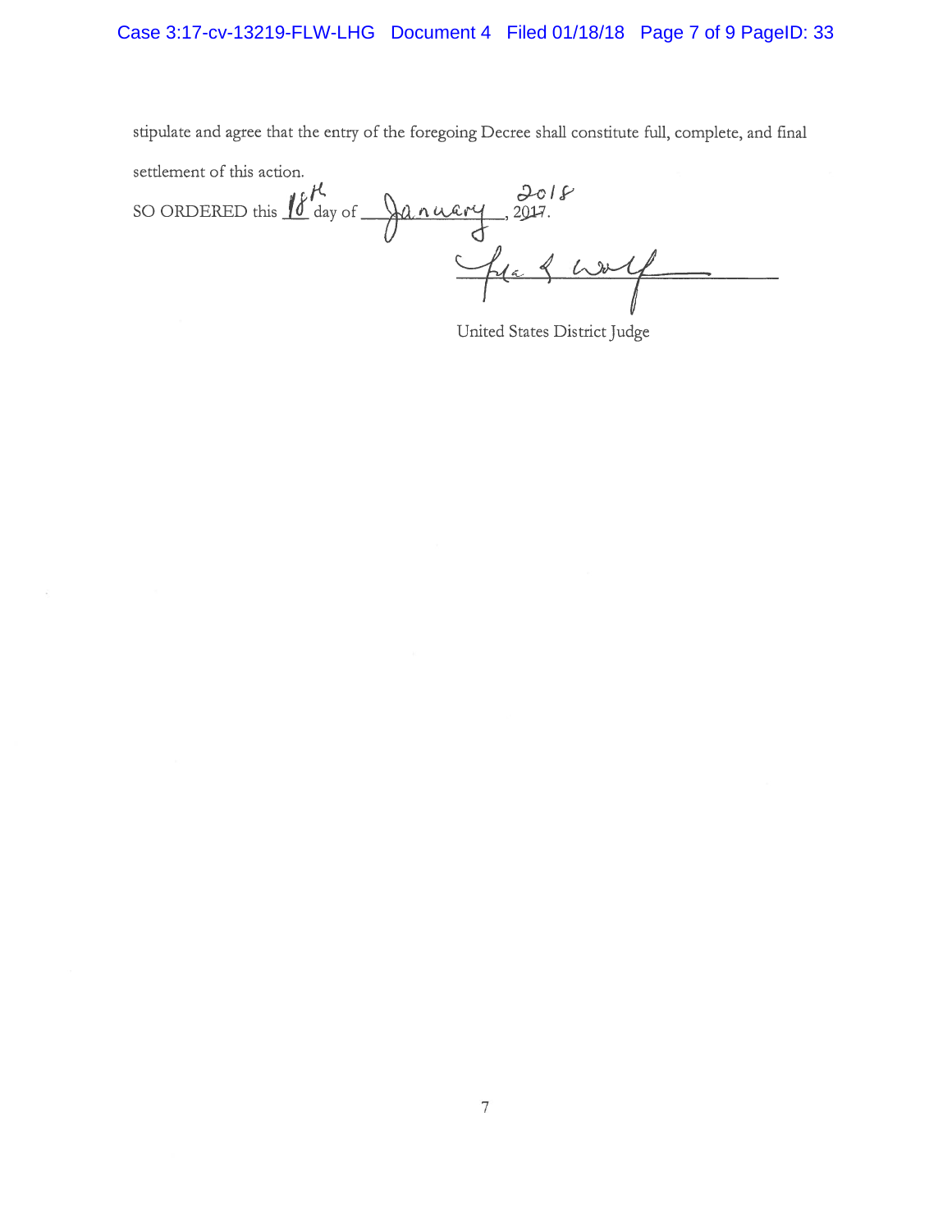stipulate and agree that the entry of the foregoing Decree shall constitute full, complete, and final settlement of this action.

SO ORDERED this 18th day of January, ~~2017~~ 2018.

_______________________________

United States District Judge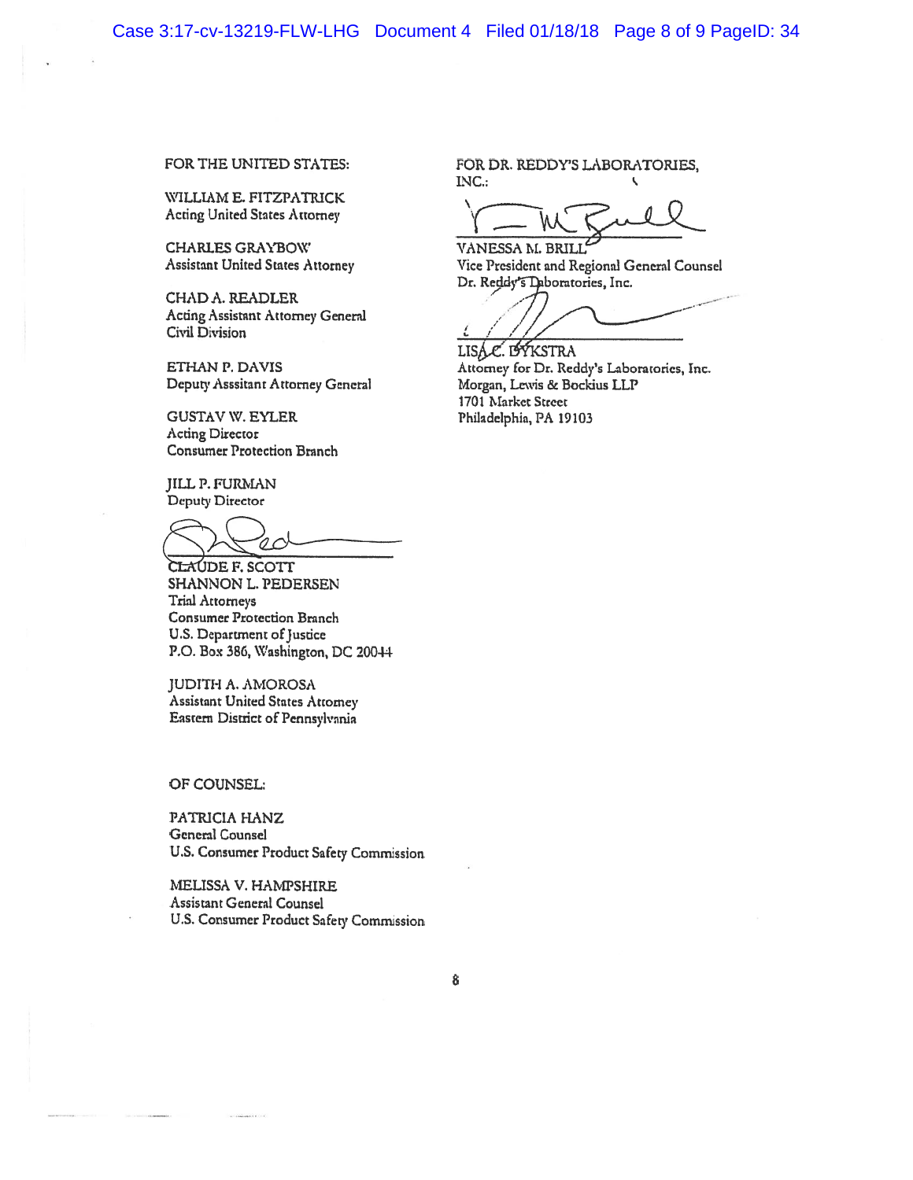FOR THE UNITED STATES:

WILLIAM E. FITZPATRICK
Acting United States Attorney

CHARLES GRAYBOW
Assistant United States Attorney

CHAD A. READLER
Acting Assistant Attorney General
Civil Division

ETHAN P. DAVIS
Deputy Asssitant Attorney General

GUSTAV W. EYLER
Acting Director
Consumer Protection Branch

JILL P. FURMAN
Deputy Director

CLAUDE F. SCOTT
SHANNON L. PEDERSEN
Trial Attorneys
Consumer Protection Branch
U.S. Department of Justice
P.O. Box 386, Washington, DC 20044

JUDITH A. AMOROSA
Assistant United States Attorney
Eastern District of Pennsylvania

OF COUNSEL:

PATRICIA HANZ
General Counsel
U.S. Consumer Product Safety Commission

MELISSA V. HAMPSHIRE
Assistant General Counsel
U.S. Consumer Product Safety Commission

FOR DR. REDDY'S LABORATORIES, INC.:

VANESSA M. BRILL
Vice President and Regional General Counsel
Dr. Reddy's Laboratories, Inc.

LISA C. DYKSTRA
Attorney for Dr. Reddy's Laboratories, Inc.
Morgan, Lewis & Bockius LLP
1701 Market Street
Philadelphia, PA 19103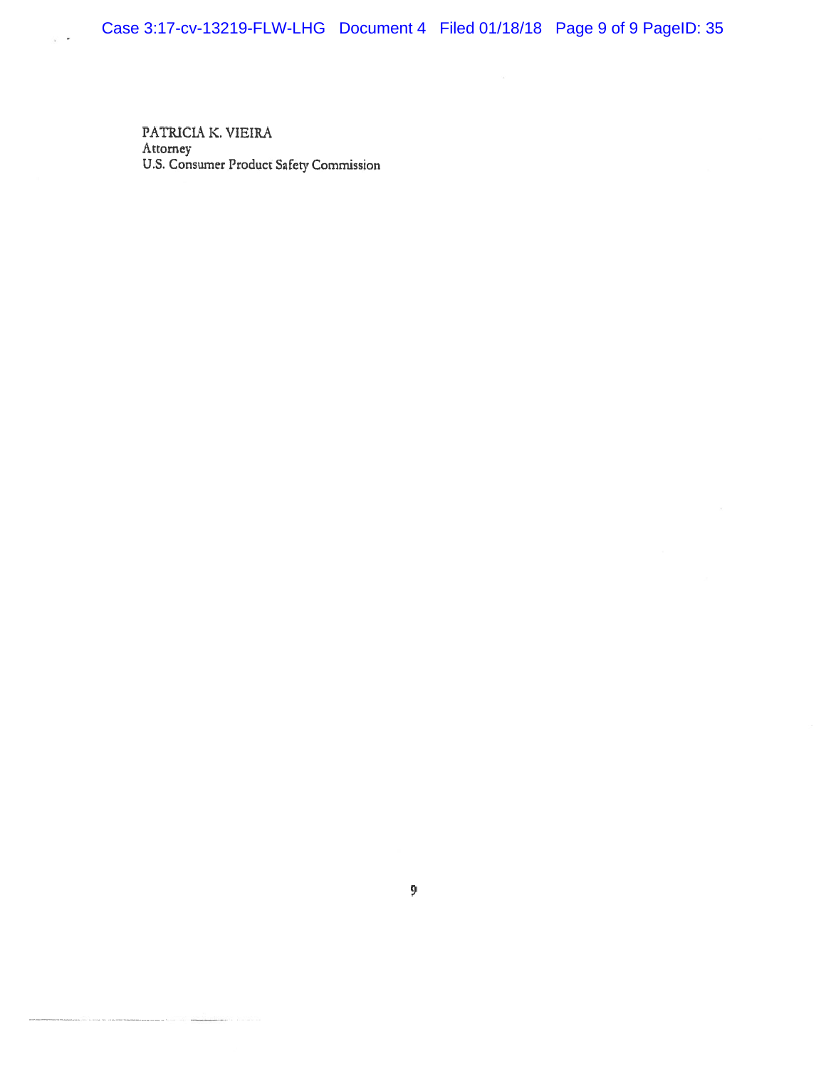PATRICIA K. VIEIRA
Attorney
U.S. Consumer Product Safety Commission